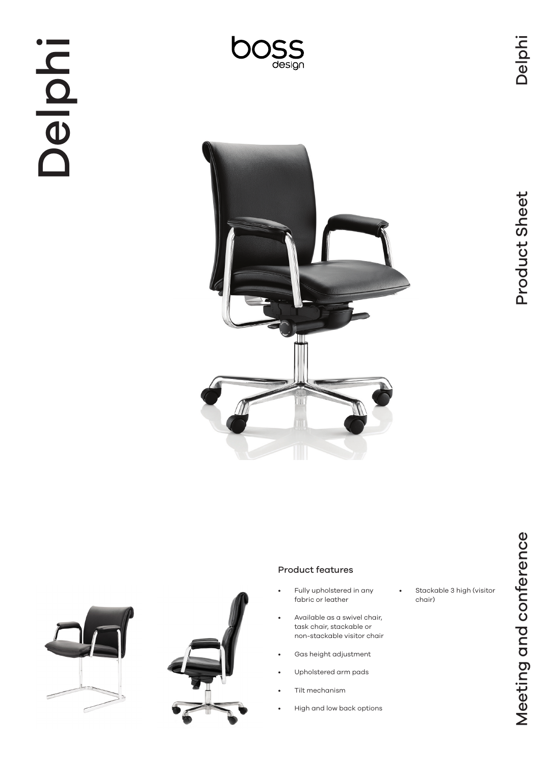# Delphi

boss design

Product Sheet

Meeting and conference

## Product features

- Fully upholstered in any fabric or leather
- Available as a swivel chair, task chair, stackable or non-stackable visitor chair
- Gas height adjustment
- Upholstered arm pads
- Tilt mechanism
- High and low back options
- Stackable 3 high (visitor chair)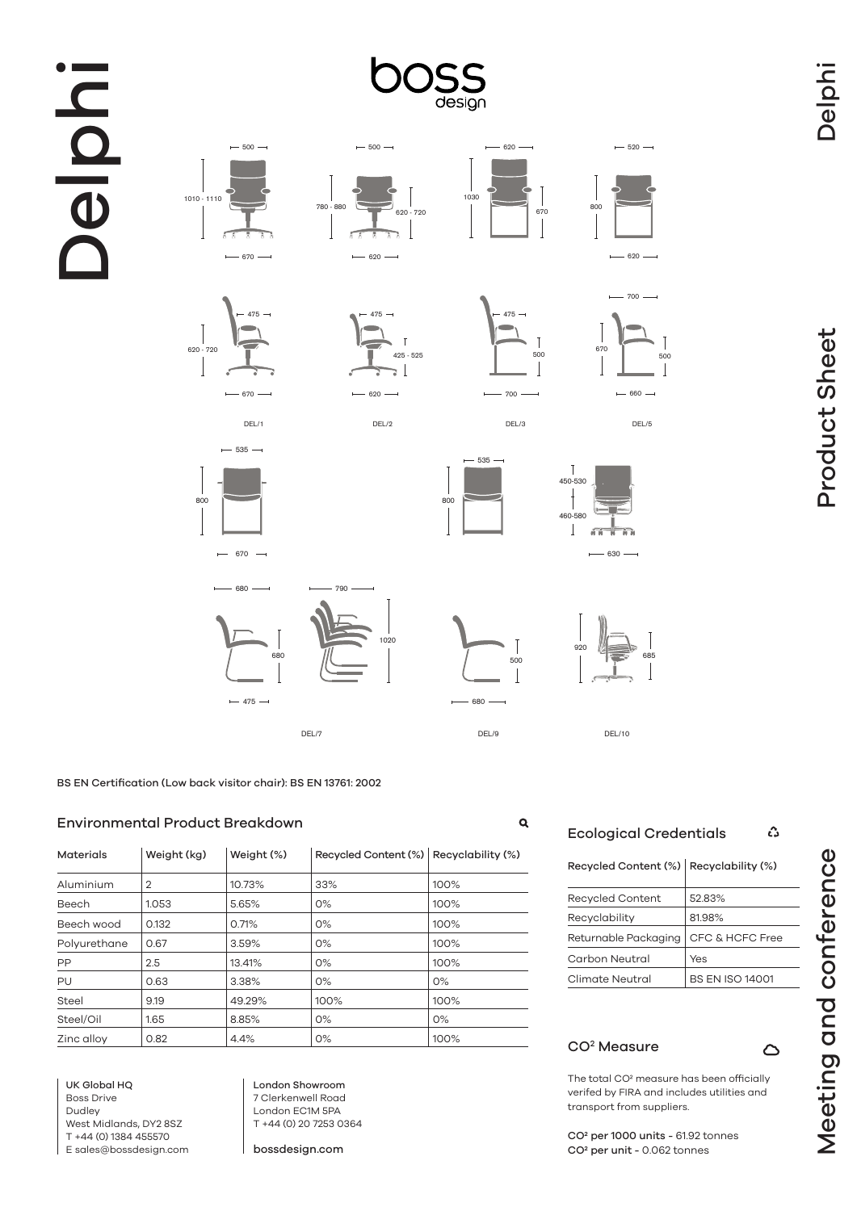# Delphi

boss design

Product Sheet

Meeting and conference

500
1010 - 1110
670
620 - 720
670
DEL/1

500
780 - 880
620 - 720
620
475
425 - 525
620
DEL/2

620
1030
670
475
500
700
DEL/3

520
800
620
700
670
500
660
DEL/5

535
800
670

535
800

450-530
460-580
630

680
680
475

790
1020
DEL/7

500
680
DEL/9

920
685
DEL/10

BS EN Certification (Low back visitor chair): BS EN 13761: 2002

## Environmental Product Breakdown

| Materials | Weight (kg) | Weight (%) | Recycled Content (%) | Recyclability (%) |
| --- | --- | --- | --- | --- |
| Aluminium | 2 | 10.73% | 33% | 100% |
| Beech | 1.053 | 5.65% | 0% | 100% |
| Beech wood | 0.132 | 0.71% | 0% | 100% |
| Polyurethane | 0.67 | 3.59% | 0% | 100% |
| PP | 2.5 | 13.41% | 0% | 100% |
| PU | 0.63 | 3.38% | 0% | 0% |
| Steel | 9.19 | 49.29% | 100% | 100% |
| Steel/Oil | 1.65 | 8.85% | 0% | 0% |
| Zinc alloy | 0.82 | 4.4% | 0% | 100% |

## Ecological Credentials

| Recycled Content (%) | Recyclability (%) |
| --- | --- |
| Recycled Content | 52.83% |
| Recyclability | 81.98% |
| Returnable Packaging | CFC & HCFC Free |
| Carbon Neutral | Yes |
| Climate Neutral | BS EN ISO 14001 |

## $CO^2$ Measure

The total $CO^2$ measure has been officially verifed by FIRA and includes utilities and transport from suppliers.

**$CO^2$ per 1000 units** - 61.92 tonnes
**$CO^2$ per unit** - 0.062 tonnes

**UK Global HQ**
Boss Drive
Dudley
West Midlands, DY2 8SZ
T +44 (0) 1384 455570
E sales@bossdesign.com

**London Showroom**
7 Clerkenwell Road
London EC1M 5PA
T +44 (0) 20 7253 0364

bossdesign.com